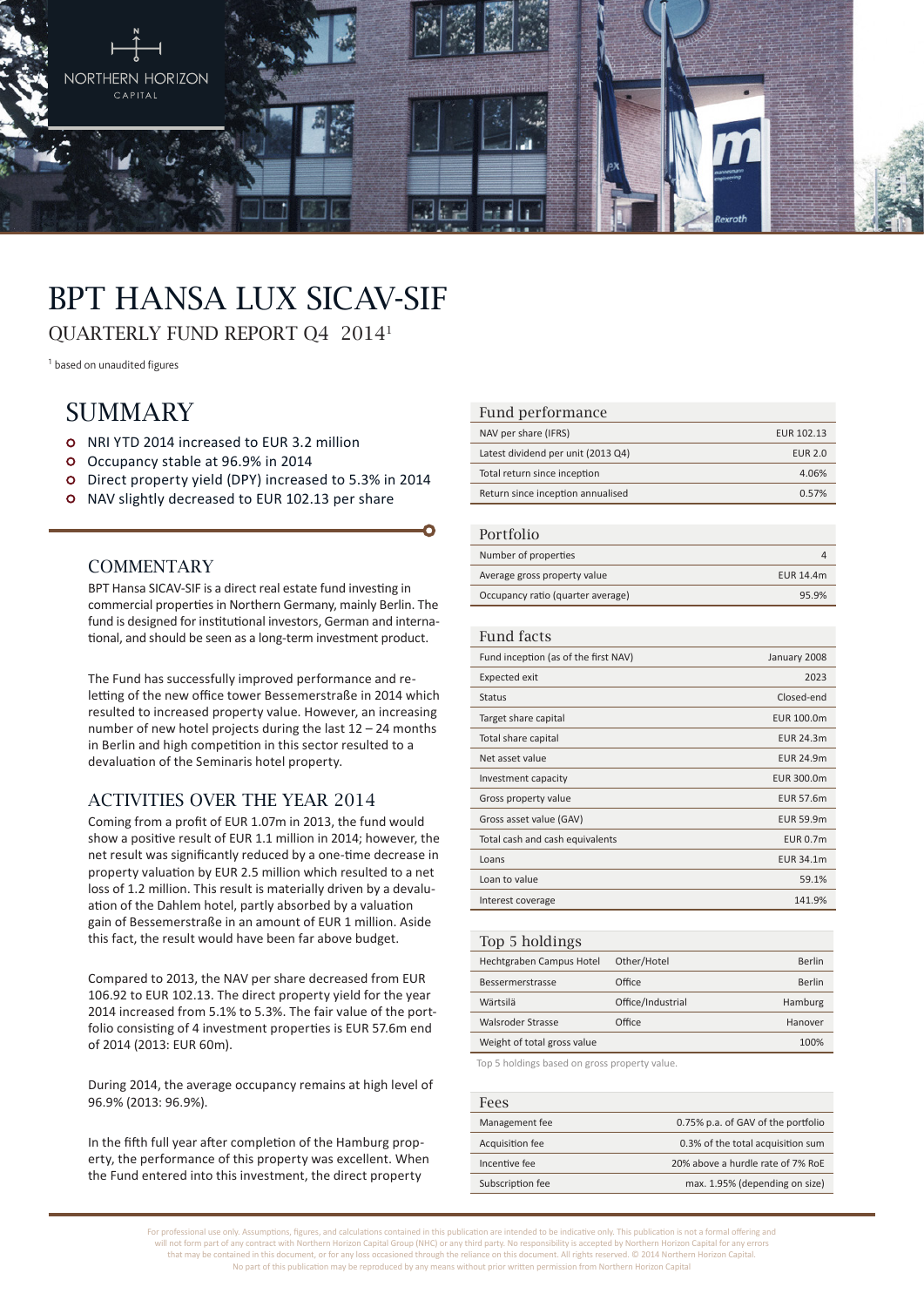# BPT HANSA LUX SICAV-SIF

## QUARTERLY FUND REPORT Q4 2014[1]

[1] based on unaudited figures

## SUMMARY

- NRI YTD 2014 increased to EUR 3.2 million
- Occupancy stable at 96.9% in 2014
- Direct property yield (DPY) increased to 5.3% in 2014
- NAV slightly decreased to EUR 102.13 per share

### COMMENTARY

BPT Hansa SICAV-SIF is a direct real estate fund investing in commercial properties in Northern Germany, mainly Berlin. The fund is designed for institutional investors, German and international, and should be seen as a long-term investment product.

The Fund has successfully improved performance and re-letting of the new office tower Bessemerstraße in 2014 which resulted to increased property value. However, an increasing number of new hotel projects during the last 12 – 24 months in Berlin and high competition in this sector resulted to a devaluation of the Seminaris hotel property.

### ACTIVITIES OVER THE YEAR 2014

Coming from a profit of EUR 1.07m in 2013, the fund would show a positive result of EUR 1.1 million in 2014; however, the net result was significantly reduced by a one-time decrease in property valuation by EUR 2.5 million which resulted to a net loss of 1.2 million. This result is materially driven by a devaluation of the Dahlem hotel, partly absorbed by a valuation gain of Bessemerstraße in an amount of EUR 1 million. Aside this fact, the result would have been far above budget.

Compared to 2013, the NAV per share decreased from EUR 106.92 to EUR 102.13. The direct property yield for the year 2014 increased from 5.1% to 5.3%. The fair value of the portfolio consisting of 4 investment properties is EUR 57.6m end of 2014 (2013: EUR 60m).

During 2014, the average occupancy remains at high level of 96.9% (2013: 96.9%).

In the fifth full year after completion of the Hamburg property, the performance of this property was excellent. When the Fund entered into this investment, the direct property

| Fund performance | |
|---|---|
| NAV per share (IFRS) | EUR 102.13 |
| Latest dividend per unit (2013 Q4) | EUR 2.0 |
| Total return since inception | 4.06% |
| Return since inception annualised | 0.57% |

| Portfolio | |
|---|---|
| Number of properties | 4 |
| Average gross property value | EUR 14.4m |
| Occupancy ratio (quarter average) | 95.9% |

| Fund facts | |
|---|---|
| Fund inception (as of the first NAV) | January 2008 |
| Expected exit | 2023 |
| Status | Closed-end |
| Target share capital | EUR 100.0m |
| Total share capital | EUR 24.3m |
| Net asset value | EUR 24.9m |
| Investment capacity | EUR 300.0m |
| Gross property value | EUR 57.6m |
| Gross asset value (GAV) | EUR 59.9m |
| Total cash and cash equivalents | EUR 0.7m |
| Loans | EUR 34.1m |
| Loan to value | 59.1% |
| Interest coverage | 141.9% |

| Top 5 holdings | | |
|---|---|---|
| Hechtgraben Campus Hotel | Other/Hotel | Berlin |
| Bessemerstrasse | Office | Berlin |
| Wärtsilä | Office/Industrial | Hamburg |
| Walsroder Strasse | Office | Hanover |
| Weight of total gross value | | 100% |

Top 5 holdings based on gross property value.

| Fees | |
|---|---|
| Management fee | 0.75% p.a. of GAV of the portfolio |
| Acquisition fee | 0.3% of the total acquisition sum |
| Incentive fee | 20% above a hurdle rate of 7% RoE |
| Subscription fee | max. 1.95% (depending on size) |

For professional use only. Assumptions, figures, and calculations contained in this publication are intended to be indicative only. This publication is not a formal offering and will not form part of any contract with Northern Horizon Capital Group (NHC) or any third party. No responsibility is accepted by Northern Horizon Capital for any errors that may be contained in this document, or for any loss occasioned through the reliance on this document. All rights reserved. © 2014 Northern Horizon Capital. No part of this publication may be reproduced by any means without prior written permission from Northern Horizon Capital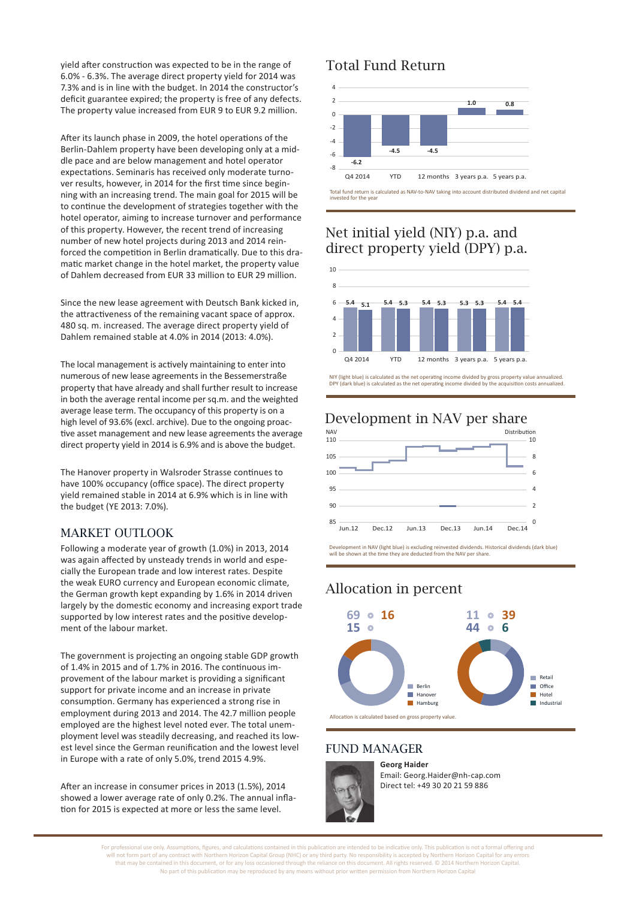yield after construction was expected to be in the range of 6.0% - 6.3%. The average direct property yield for 2014 was 7.3% and is in line with the budget. In 2014 the constructor's deficit guarantee expired; the property is free of any defects. The property value increased from EUR 9 to EUR 9.2 million.

After its launch phase in 2009, the hotel operations of the Berlin-Dahlem property have been developing only at a middle pace and are below management and hotel operator expectations. Seminaris has received only moderate turnover results, however, in 2014 for the first time since beginning with an increasing trend. The main goal for 2015 will be to continue the development of strategies together with the hotel operator, aiming to increase turnover and performance of this property. However, the recent trend of increasing number of new hotel projects during 2013 and 2014 reinforced the competition in Berlin dramatically. Due to this dramatic market change in the hotel market, the property value of Dahlem decreased from EUR 33 million to EUR 29 million.

Since the new lease agreement with Deutsch Bank kicked in, the attractiveness of the remaining vacant space of approx. 480 sq. m. increased. The average direct property yield of Dahlem remained stable at 4.0% in 2014 (2013: 4.0%).

The local management is actively maintaining to enter into numerous of new lease agreements in the Bessemerstraße property that have already and shall further result to increase in both the average rental income per sq.m. and the weighted average lease term. The occupancy of this property is on a high level of 93.6% (excl. archive). Due to the ongoing proactive asset management and new lease agreements the average direct property yield in 2014 is 6.9% and is above the budget.

The Hanover property in Walsroder Strasse continues to have 100% occupancy (office space). The direct property yield remained stable in 2014 at 6.9% which is in line with the budget (YE 2013: 7.0%).

## MARKET OUTLOOK

Following a moderate year of growth (1.0%) in 2013, 2014 was again affected by unsteady trends in world and especially the European trade and low interest rates. Despite the weak EURO currency and European economic climate, the German growth kept expanding by 1.6% in 2014 driven largely by the domestic economy and increasing export trade supported by low interest rates and the positive development of the labour market.

The government is projecting an ongoing stable GDP growth of 1.4% in 2015 and of 1.7% in 2016. The continuous improvement of the labour market is providing a significant support for private income and an increase in private consumption. Germany has experienced a strong rise in employment during 2013 and 2014. The 42.7 million people employed are the highest level noted ever. The total unemployment level was steadily decreasing, and reached its lowest level since the German reunification and the lowest level in Europe with a rate of only 5.0%, trend 2015 4.9%.

After an increase in consumer prices in 2013 (1.5%), 2014 showed a lower average rate of only 0.2%. The annual inflation for 2015 is expected at more or less the same level.

## Total Fund Return

4
2
0
-2
-4
-6
-8

-6.2 (Q4 2014)
-4.5 (YTD)
-4.5 (12 months)
1.0 (3 years p.a.)
0.8 (5 years p.a.)

Total fund return is calculated as NAV-to-NAV taking into account distributed dividend and net capital invested for the year

## Net initial yield (NIY) p.a. and direct property yield (DPY) p.a.

10
8
6
4
2
0

Q4 2014: 5.4 5.1
YTD: 5.4 5.3
12 months: 5.4 5.3
3 years p.a.: 5.3 5.3
5 years p.a.: 5.4 5.4

NIY (light blue) is calculated as the net operating income divided by gross property value annualized.
DPY (dark blue) is calculated as the net operating income divided by the acquisition costs annualized.

## Development in NAV per share

NAV
110
105
100
95
90
85

Distribution
10
8
6
4
2
0

Jun.12 Dec.12 Jun.13 Dec.13 Jun.14 Dec.14

Development in NAV (light blue) is excluding reinvested dividends. Historical dividends (dark blue) will be shown at the time they are deducted from the NAV per share.

## Allocation in percent

69 16
15

Berlin
Hanover
Hamburg

11 39
44 6

Retail
Office
Hotel
Industrial

Allocation is calculated based on gross property value.

## FUND MANAGER

**Georg Haider**
Email: Georg.Haider@nh-cap.com
Direct tel: +49 30 20 21 59 886

For professional use only. Assumptions, figures, and calculations contained in this publication are intended to be indicative only. This publication is not a formal offering and will not form part of any contract with Northern Horizon Capital Group (NHC) or any third party. No responsibility is accepted by Northern Horizon Capital for any errors that may be contained in this document, or for any loss occasioned through the reliance on this document. All rights reserved. © 2014 Northern Horizon Capital.
No part of this publication may be reproduced by any means without prior written permission from Northern Horizon Capital